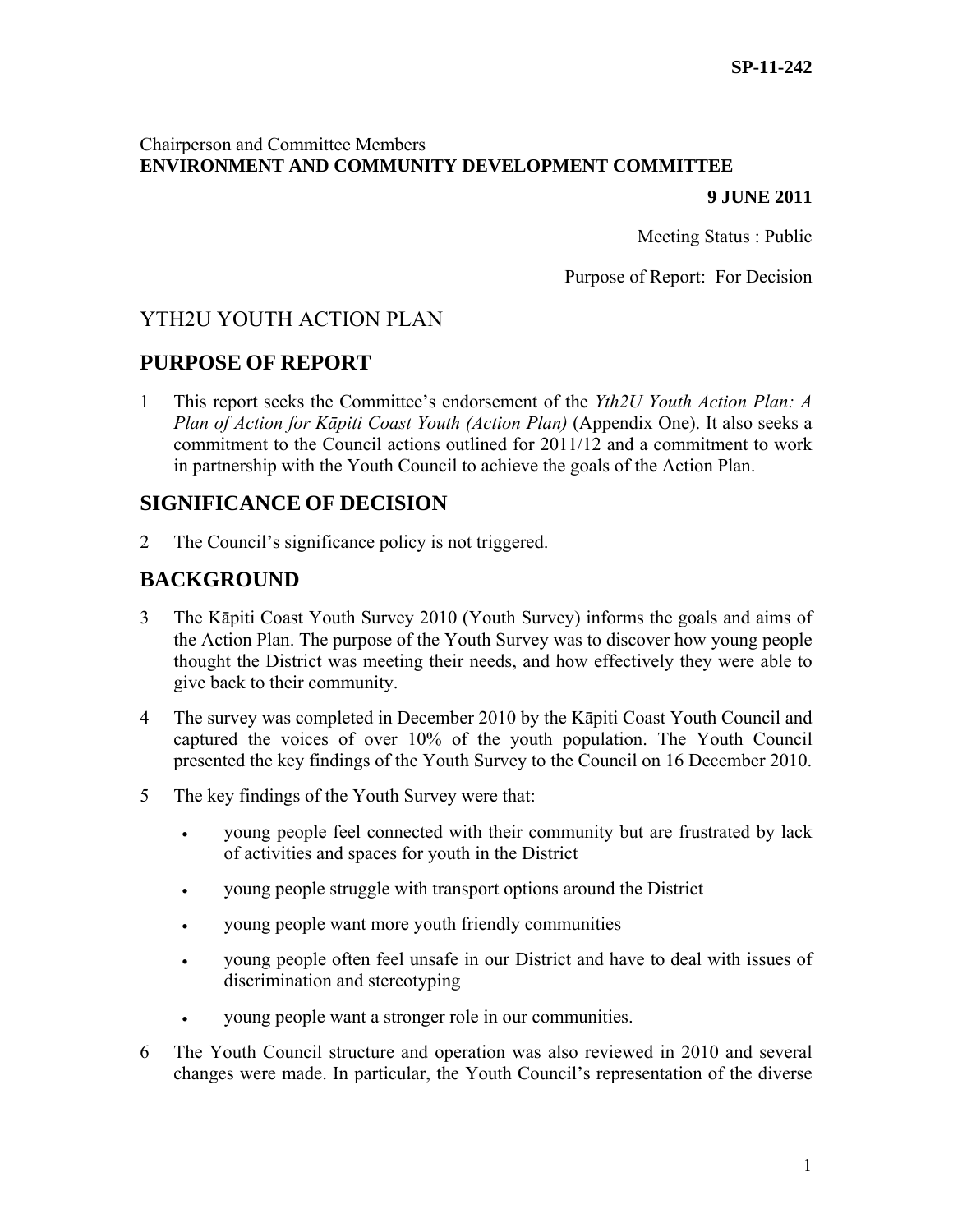SP-11-242

Chairperson and Committee Members
**ENVIRONMENT AND COMMUNITY DEVELOPMENT COMMITTEE**

**9 JUNE 2011**

Meeting Status : Public

Purpose of Report: For Decision

# YTH2U YOUTH ACTION PLAN

## PURPOSE OF REPORT

1 This report seeks the Committee's endorsement of the *Yth2U Youth Action Plan: A Plan of Action for Kāpiti Coast Youth (Action Plan)* (Appendix One). It also seeks a commitment to the Council actions outlined for 2011/12 and a commitment to work in partnership with the Youth Council to achieve the goals of the Action Plan.

## SIGNIFICANCE OF DECISION

2 The Council's significance policy is not triggered.

## BACKGROUND

3 The Kāpiti Coast Youth Survey 2010 (Youth Survey) informs the goals and aims of the Action Plan. The purpose of the Youth Survey was to discover how young people thought the District was meeting their needs, and how effectively they were able to give back to their community.

4 The survey was completed in December 2010 by the Kāpiti Coast Youth Council and captured the voices of over 10% of the youth population. The Youth Council presented the key findings of the Youth Survey to the Council on 16 December 2010.

5 The key findings of the Youth Survey were that:

- young people feel connected with their community but are frustrated by lack of activities and spaces for youth in the District
- young people struggle with transport options around the District
- young people want more youth friendly communities
- young people often feel unsafe in our District and have to deal with issues of discrimination and stereotyping
- young people want a stronger role in our communities.

6 The Youth Council structure and operation was also reviewed in 2010 and several changes were made. In particular, the Youth Council's representation of the diverse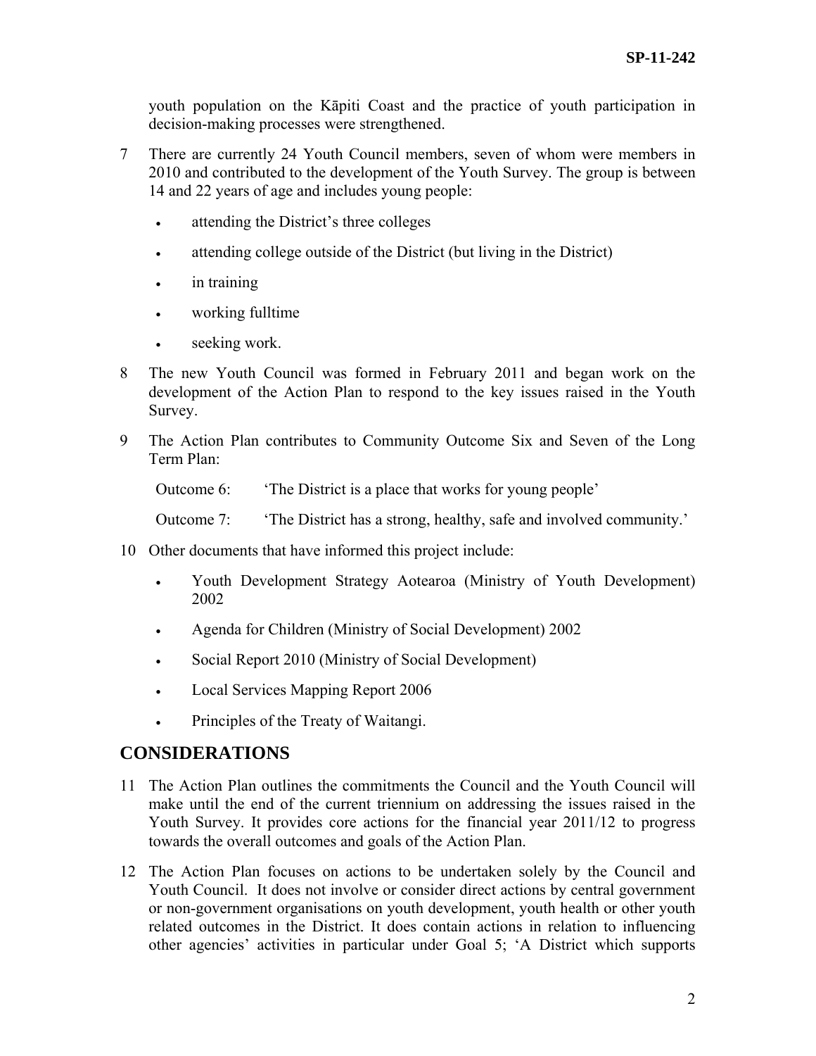youth population on the Kāpiti Coast and the practice of youth participation in decision-making processes were strengthened.

7 There are currently 24 Youth Council members, seven of whom were members in 2010 and contributed to the development of the Youth Survey. The group is between 14 and 22 years of age and includes young people:

- attending the District's three colleges
- attending college outside of the District (but living in the District)
- in training
- working fulltime
- seeking work.

8 The new Youth Council was formed in February 2011 and began work on the development of the Action Plan to respond to the key issues raised in the Youth Survey.

9 The Action Plan contributes to Community Outcome Six and Seven of the Long Term Plan:

Outcome 6: 'The District is a place that works for young people'

Outcome 7: 'The District has a strong, healthy, safe and involved community.'

10 Other documents that have informed this project include:

- Youth Development Strategy Aotearoa (Ministry of Youth Development) 2002
- Agenda for Children (Ministry of Social Development) 2002
- Social Report 2010 (Ministry of Social Development)
- Local Services Mapping Report 2006
- Principles of the Treaty of Waitangi.

## CONSIDERATIONS

11 The Action Plan outlines the commitments the Council and the Youth Council will make until the end of the current triennium on addressing the issues raised in the Youth Survey. It provides core actions for the financial year 2011/12 to progress towards the overall outcomes and goals of the Action Plan.

12 The Action Plan focuses on actions to be undertaken solely by the Council and Youth Council. It does not involve or consider direct actions by central government or non-government organisations on youth development, youth health or other youth related outcomes in the District. It does contain actions in relation to influencing other agencies' activities in particular under Goal 5; 'A District which supports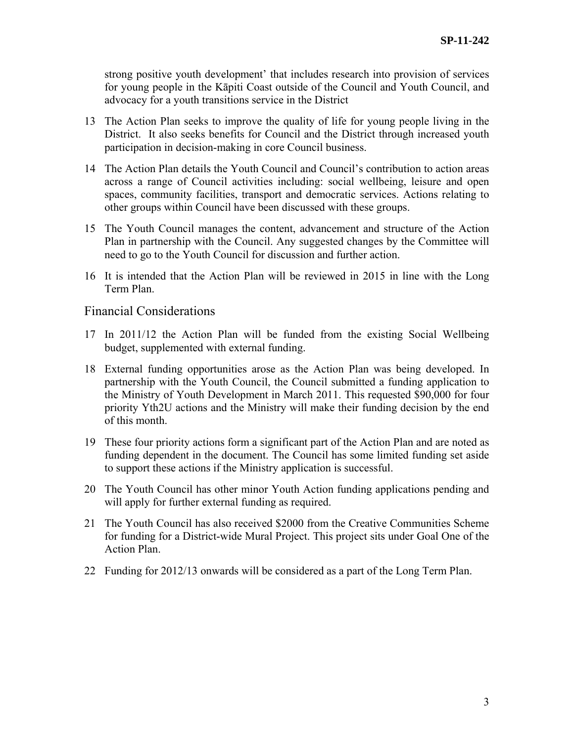strong positive youth development' that includes research into provision of services for young people in the Kāpiti Coast outside of the Council and Youth Council, and advocacy for a youth transitions service in the District

13 The Action Plan seeks to improve the quality of life for young people living in the District. It also seeks benefits for Council and the District through increased youth participation in decision-making in core Council business.

14 The Action Plan details the Youth Council and Council's contribution to action areas across a range of Council activities including: social wellbeing, leisure and open spaces, community facilities, transport and democratic services. Actions relating to other groups within Council have been discussed with these groups.

15 The Youth Council manages the content, advancement and structure of the Action Plan in partnership with the Council. Any suggested changes by the Committee will need to go to the Youth Council for discussion and further action.

16 It is intended that the Action Plan will be reviewed in 2015 in line with the Long Term Plan.

## Financial Considerations

17 In 2011/12 the Action Plan will be funded from the existing Social Wellbeing budget, supplemented with external funding.

18 External funding opportunities arose as the Action Plan was being developed. In partnership with the Youth Council, the Council submitted a funding application to the Ministry of Youth Development in March 2011. This requested $90,000 for four priority Yth2U actions and the Ministry will make their funding decision by the end of this month.

19 These four priority actions form a significant part of the Action Plan and are noted as funding dependent in the document. The Council has some limited funding set aside to support these actions if the Ministry application is successful.

20 The Youth Council has other minor Youth Action funding applications pending and will apply for further external funding as required.

21 The Youth Council has also received $2000 from the Creative Communities Scheme for funding for a District-wide Mural Project. This project sits under Goal One of the Action Plan.

22 Funding for 2012/13 onwards will be considered as a part of the Long Term Plan.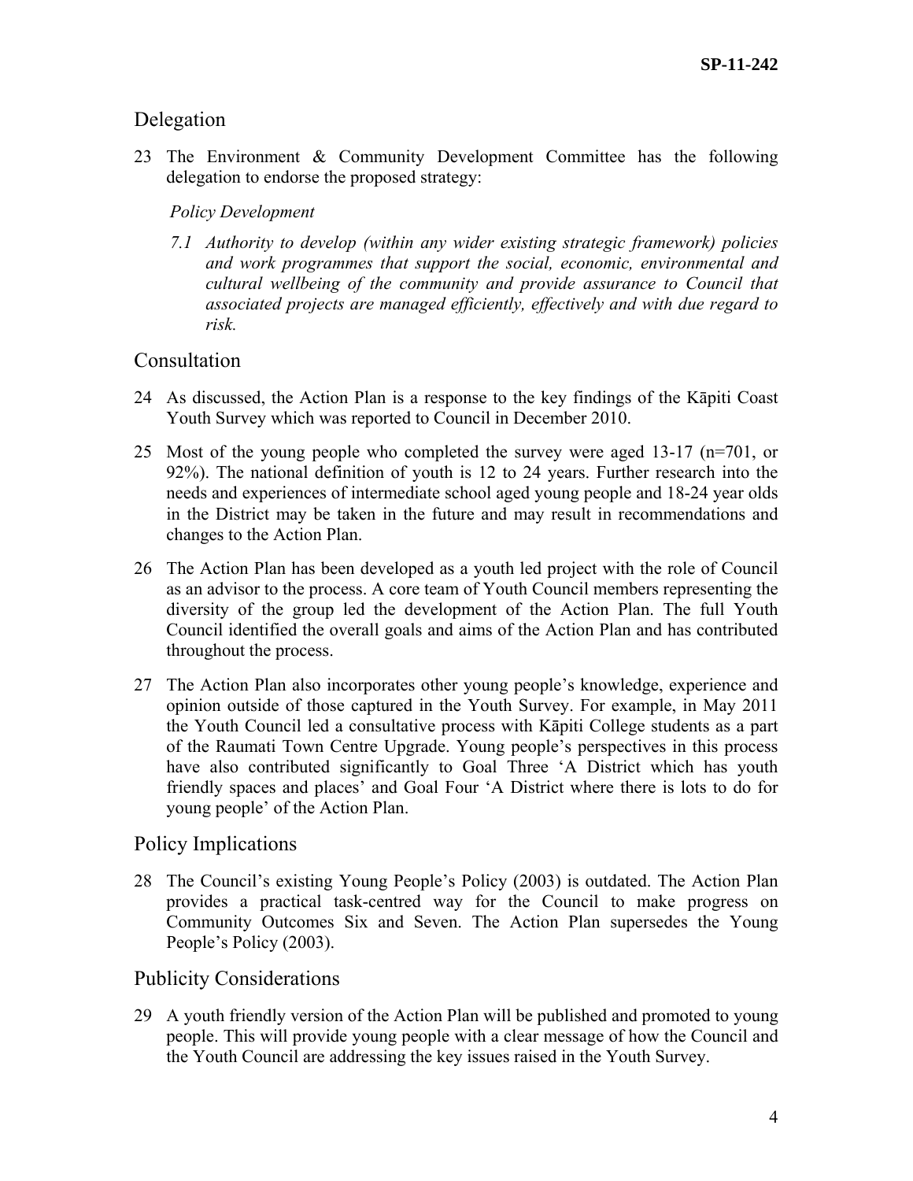## Delegation

23 The Environment & Community Development Committee has the following delegation to endorse the proposed strategy:

*Policy Development*

*7.1 Authority to develop (within any wider existing strategic framework) policies and work programmes that support the social, economic, environmental and cultural wellbeing of the community and provide assurance to Council that associated projects are managed efficiently, effectively and with due regard to risk.*

## Consultation

24 As discussed, the Action Plan is a response to the key findings of the Kāpiti Coast Youth Survey which was reported to Council in December 2010.

25 Most of the young people who completed the survey were aged 13-17 (n=701, or 92%). The national definition of youth is 12 to 24 years. Further research into the needs and experiences of intermediate school aged young people and 18-24 year olds in the District may be taken in the future and may result in recommendations and changes to the Action Plan.

26 The Action Plan has been developed as a youth led project with the role of Council as an advisor to the process. A core team of Youth Council members representing the diversity of the group led the development of the Action Plan. The full Youth Council identified the overall goals and aims of the Action Plan and has contributed throughout the process.

27 The Action Plan also incorporates other young people's knowledge, experience and opinion outside of those captured in the Youth Survey. For example, in May 2011 the Youth Council led a consultative process with Kāpiti College students as a part of the Raumati Town Centre Upgrade. Young people's perspectives in this process have also contributed significantly to Goal Three 'A District which has youth friendly spaces and places' and Goal Four 'A District where there is lots to do for young people' of the Action Plan.

## Policy Implications

28 The Council's existing Young People's Policy (2003) is outdated. The Action Plan provides a practical task-centred way for the Council to make progress on Community Outcomes Six and Seven. The Action Plan supersedes the Young People's Policy (2003).

## Publicity Considerations

29 A youth friendly version of the Action Plan will be published and promoted to young people. This will provide young people with a clear message of how the Council and the Youth Council are addressing the key issues raised in the Youth Survey.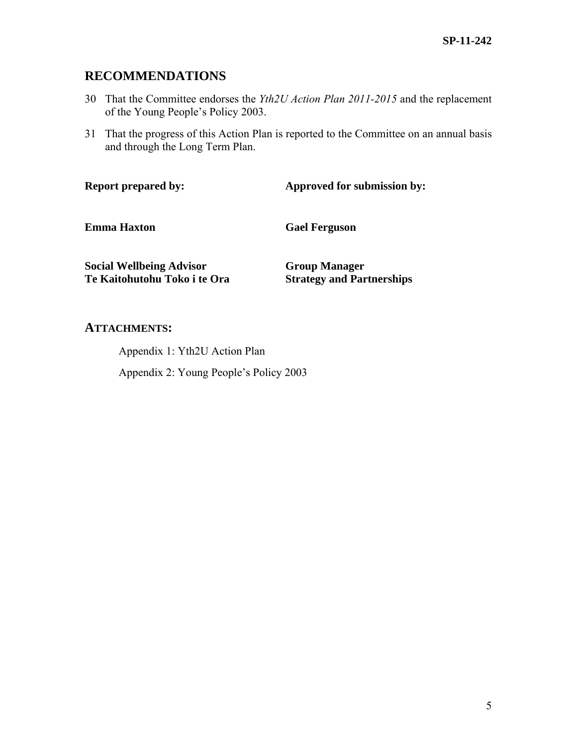## RECOMMENDATIONS

30 That the Committee endorses the *Yth2U Action Plan 2011-2015* and the replacement of the Young People's Policy 2003.

31 That the progress of this Action Plan is reported to the Committee on an annual basis and through the Long Term Plan.

| | |
|---|---|
| **Report prepared by:** | **Approved for submission by:** |
| **Emma Haxton** | **Gael Ferguson** |
| **Social Wellbeing Advisor**<br>**Te Kaitohutohu Toko i te Ora** | **Group Manager**<br>**Strategy and Partnerships** |

## ATTACHMENTS:

Appendix 1: Yth2U Action Plan

Appendix 2: Young People's Policy 2003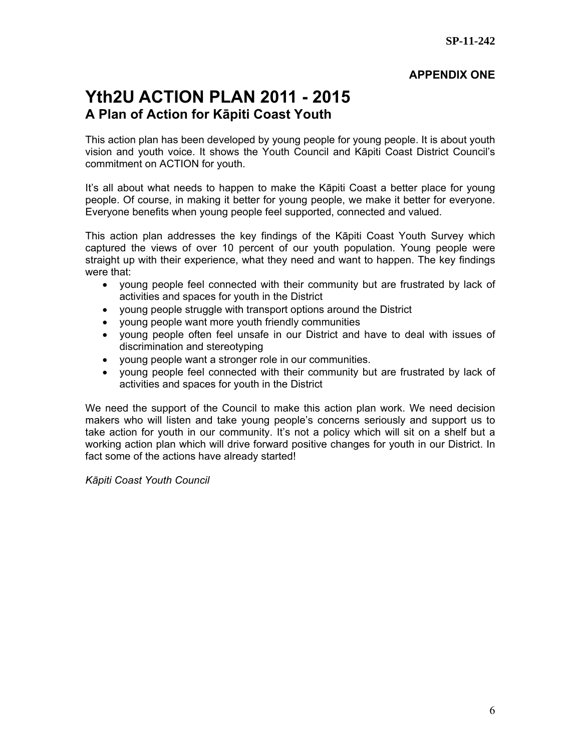**APPENDIX ONE**

# Yth2U ACTION PLAN 2011 - 2015

## A Plan of Action for Kāpiti Coast Youth

This action plan has been developed by young people for young people. It is about youth vision and youth voice. It shows the Youth Council and Kāpiti Coast District Council's commitment on ACTION for youth.

It's all about what needs to happen to make the Kāpiti Coast a better place for young people. Of course, in making it better for young people, we make it better for everyone. Everyone benefits when young people feel supported, connected and valued.

This action plan addresses the key findings of the Kāpiti Coast Youth Survey which captured the views of over 10 percent of our youth population. Young people were straight up with their experience, what they need and want to happen. The key findings were that:

- young people feel connected with their community but are frustrated by lack of activities and spaces for youth in the District
- young people struggle with transport options around the District
- young people want more youth friendly communities
- young people often feel unsafe in our District and have to deal with issues of discrimination and stereotyping
- young people want a stronger role in our communities.
- young people feel connected with their community but are frustrated by lack of activities and spaces for youth in the District

We need the support of the Council to make this action plan work. We need decision makers who will listen and take young people's concerns seriously and support us to take action for youth in our community. It's not a policy which will sit on a shelf but a working action plan which will drive forward positive changes for youth in our District. In fact some of the actions have already started!

*Kāpiti Coast Youth Council*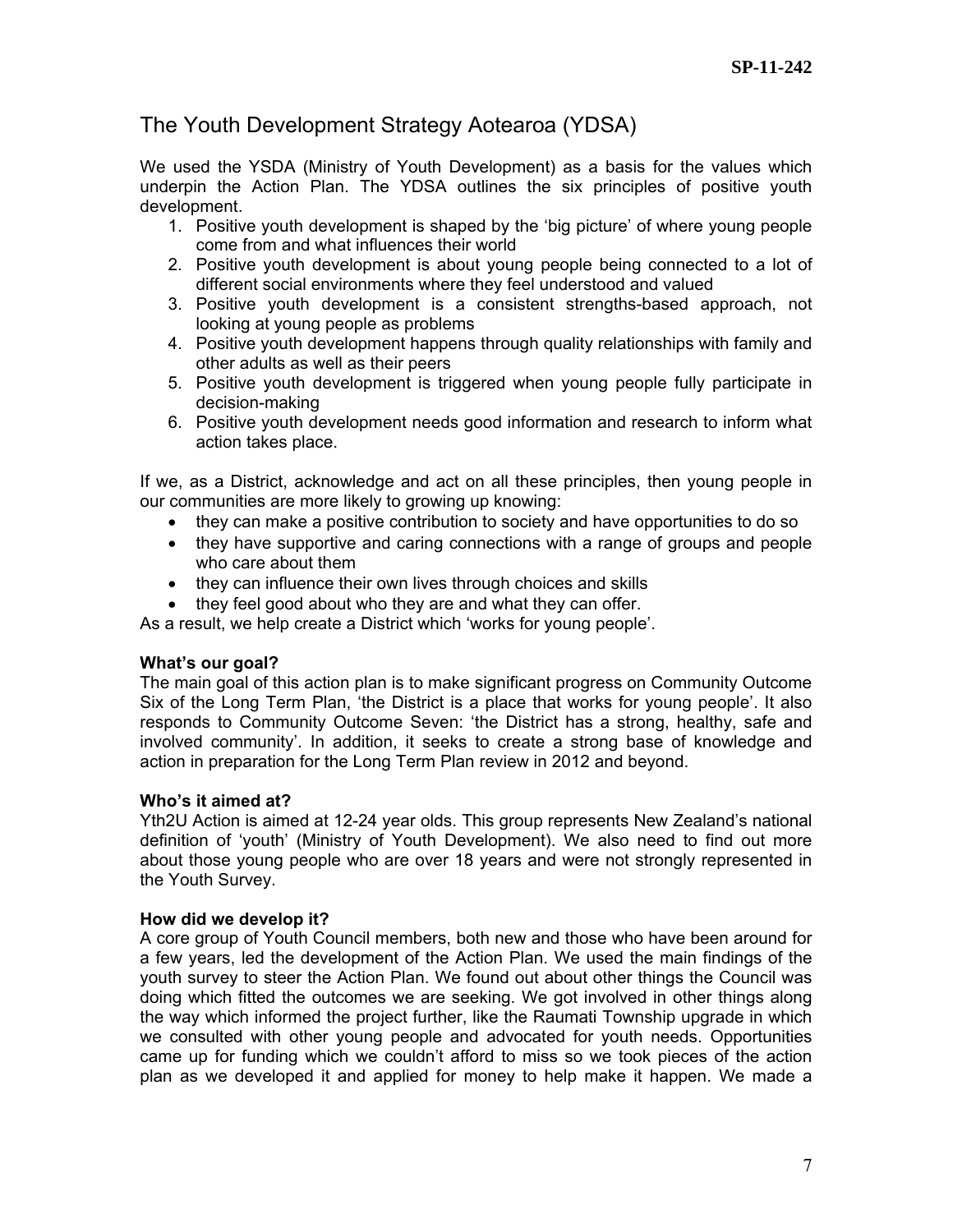## The Youth Development Strategy Aotearoa (YDSA)

We used the YSDA (Ministry of Youth Development) as a basis for the values which underpin the Action Plan. The YDSA outlines the six principles of positive youth development.

1. Positive youth development is shaped by the 'big picture' of where young people come from and what influences their world
2. Positive youth development is about young people being connected to a lot of different social environments where they feel understood and valued
3. Positive youth development is a consistent strengths-based approach, not looking at young people as problems
4. Positive youth development happens through quality relationships with family and other adults as well as their peers
5. Positive youth development is triggered when young people fully participate in decision-making
6. Positive youth development needs good information and research to inform what action takes place.

If we, as a District, acknowledge and act on all these principles, then young people in our communities are more likely to growing up knowing:

- they can make a positive contribution to society and have opportunities to do so
- they have supportive and caring connections with a range of groups and people who care about them
- they can influence their own lives through choices and skills
- they feel good about who they are and what they can offer.

As a result, we help create a District which 'works for young people'.

**What's our goal?**

The main goal of this action plan is to make significant progress on Community Outcome Six of the Long Term Plan, 'the District is a place that works for young people'. It also responds to Community Outcome Seven: 'the District has a strong, healthy, safe and involved community'. In addition, it seeks to create a strong base of knowledge and action in preparation for the Long Term Plan review in 2012 and beyond.

**Who's it aimed at?**

Yth2U Action is aimed at 12-24 year olds. This group represents New Zealand's national definition of 'youth' (Ministry of Youth Development). We also need to find out more about those young people who are over 18 years and were not strongly represented in the Youth Survey.

**How did we develop it?**

A core group of Youth Council members, both new and those who have been around for a few years, led the development of the Action Plan. We used the main findings of the youth survey to steer the Action Plan. We found out about other things the Council was doing which fitted the outcomes we are seeking. We got involved in other things along the way which informed the project further, like the Raumati Township upgrade in which we consulted with other young people and advocated for youth needs. Opportunities came up for funding which we couldn't afford to miss so we took pieces of the action plan as we developed it and applied for money to help make it happen. We made a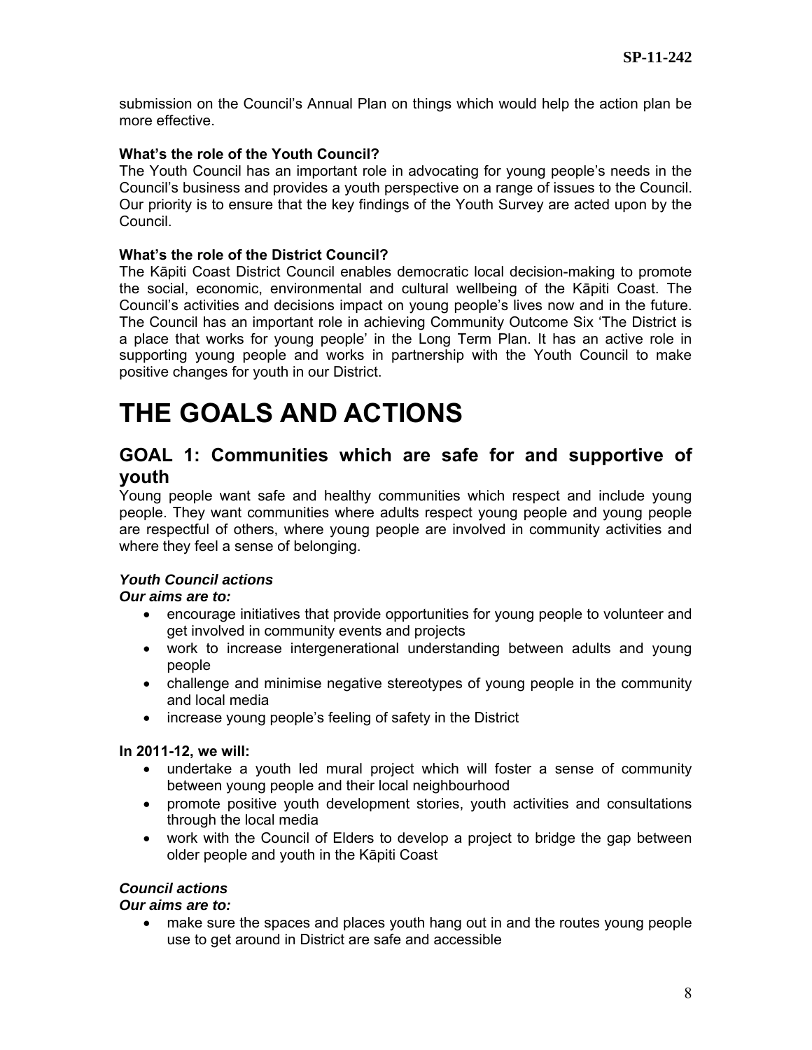submission on the Council's Annual Plan on things which would help the action plan be more effective.

**What's the role of the Youth Council?**
The Youth Council has an important role in advocating for young people's needs in the Council's business and provides a youth perspective on a range of issues to the Council. Our priority is to ensure that the key findings of the Youth Survey are acted upon by the Council.

**What's the role of the District Council?**
The Kāpiti Coast District Council enables democratic local decision-making to promote the social, economic, environmental and cultural wellbeing of the Kāpiti Coast. The Council's activities and decisions impact on young people's lives now and in the future. The Council has an important role in achieving Community Outcome Six 'The District is a place that works for young people' in the Long Term Plan. It has an active role in supporting young people and works in partnership with the Youth Council to make positive changes for youth in our District.

# THE GOALS AND ACTIONS

## GOAL 1: Communities which are safe for and supportive of youth

Young people want safe and healthy communities which respect and include young people. They want communities where adults respect young people and young people are respectful of others, where young people are involved in community activities and where they feel a sense of belonging.

***Youth Council actions***
***Our aims are to:***

- encourage initiatives that provide opportunities for young people to volunteer and get involved in community events and projects
- work to increase intergenerational understanding between adults and young people
- challenge and minimise negative stereotypes of young people in the community and local media
- increase young people's feeling of safety in the District

**In 2011-12, we will:**

- undertake a youth led mural project which will foster a sense of community between young people and their local neighbourhood
- promote positive youth development stories, youth activities and consultations through the local media
- work with the Council of Elders to develop a project to bridge the gap between older people and youth in the Kāpiti Coast

***Council actions***
***Our aims are to:***

- make sure the spaces and places youth hang out in and the routes young people use to get around in District are safe and accessible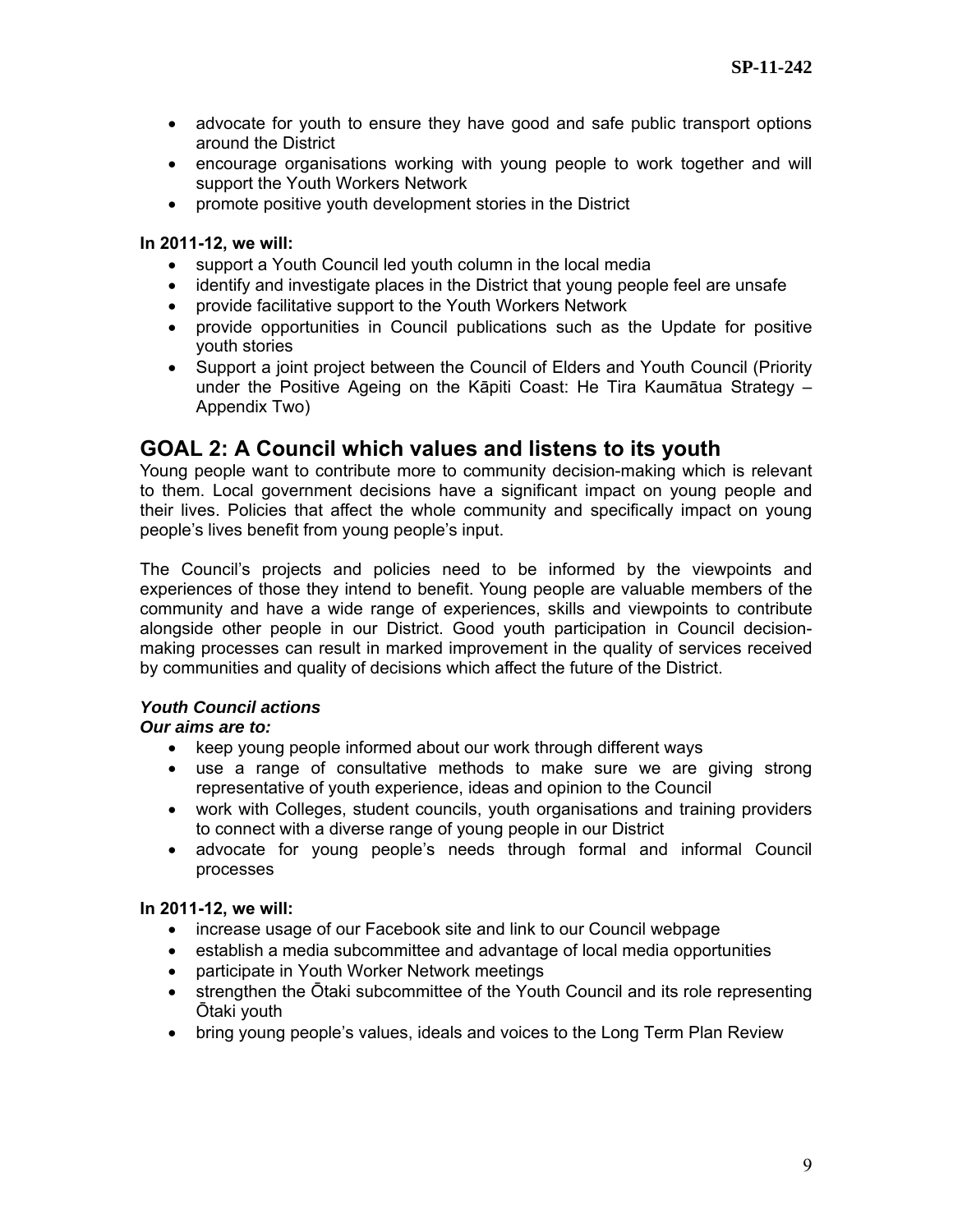- advocate for youth to ensure they have good and safe public transport options around the District
- encourage organisations working with young people to work together and will support the Youth Workers Network
- promote positive youth development stories in the District

**In 2011-12, we will:**

- support a Youth Council led youth column in the local media
- identify and investigate places in the District that young people feel are unsafe
- provide facilitative support to the Youth Workers Network
- provide opportunities in Council publications such as the Update for positive youth stories
- Support a joint project between the Council of Elders and Youth Council (Priority under the Positive Ageing on the Kāpiti Coast: He Tira Kaumātua Strategy – Appendix Two)

## GOAL 2: A Council which values and listens to its youth

Young people want to contribute more to community decision-making which is relevant to them. Local government decisions have a significant impact on young people and their lives. Policies that affect the whole community and specifically impact on young people's lives benefit from young people's input.

The Council's projects and policies need to be informed by the viewpoints and experiences of those they intend to benefit. Young people are valuable members of the community and have a wide range of experiences, skills and viewpoints to contribute alongside other people in our District. Good youth participation in Council decision-making processes can result in marked improvement in the quality of services received by communities and quality of decisions which affect the future of the District.

***Youth Council actions***

***Our aims are to:***

- keep young people informed about our work through different ways
- use a range of consultative methods to make sure we are giving strong representative of youth experience, ideas and opinion to the Council
- work with Colleges, student councils, youth organisations and training providers to connect with a diverse range of young people in our District
- advocate for young people's needs through formal and informal Council processes

**In 2011-12, we will:**

- increase usage of our Facebook site and link to our Council webpage
- establish a media subcommittee and advantage of local media opportunities
- participate in Youth Worker Network meetings
- strengthen the Ōtaki subcommittee of the Youth Council and its role representing Ōtaki youth
- bring young people's values, ideals and voices to the Long Term Plan Review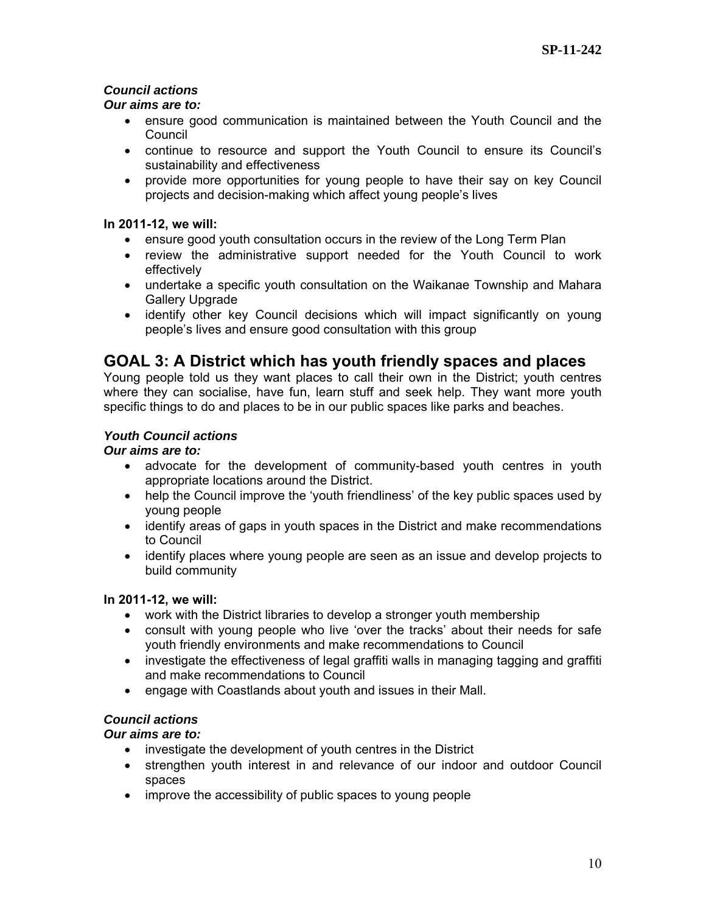***Council actions***
***Our aims are to:***

- ensure good communication is maintained between the Youth Council and the Council
- continue to resource and support the Youth Council to ensure its Council's sustainability and effectiveness
- provide more opportunities for young people to have their say on key Council projects and decision-making which affect young people's lives

**In 2011-12, we will:**

- ensure good youth consultation occurs in the review of the Long Term Plan
- review the administrative support needed for the Youth Council to work effectively
- undertake a specific youth consultation on the Waikanae Township and Mahara Gallery Upgrade
- identify other key Council decisions which will impact significantly on young people's lives and ensure good consultation with this group

## GOAL 3: A District which has youth friendly spaces and places

Young people told us they want places to call their own in the District; youth centres where they can socialise, have fun, learn stuff and seek help. They want more youth specific things to do and places to be in our public spaces like parks and beaches.

***Youth Council actions***
***Our aims are to:***

- advocate for the development of community-based youth centres in youth appropriate locations around the District.
- help the Council improve the 'youth friendliness' of the key public spaces used by young people
- identify areas of gaps in youth spaces in the District and make recommendations to Council
- identify places where young people are seen as an issue and develop projects to build community

**In 2011-12, we will:**

- work with the District libraries to develop a stronger youth membership
- consult with young people who live 'over the tracks' about their needs for safe youth friendly environments and make recommendations to Council
- investigate the effectiveness of legal graffiti walls in managing tagging and graffiti and make recommendations to Council
- engage with Coastlands about youth and issues in their Mall.

***Council actions***
***Our aims are to:***

- investigate the development of youth centres in the District
- strengthen youth interest in and relevance of our indoor and outdoor Council spaces
- improve the accessibility of public spaces to young people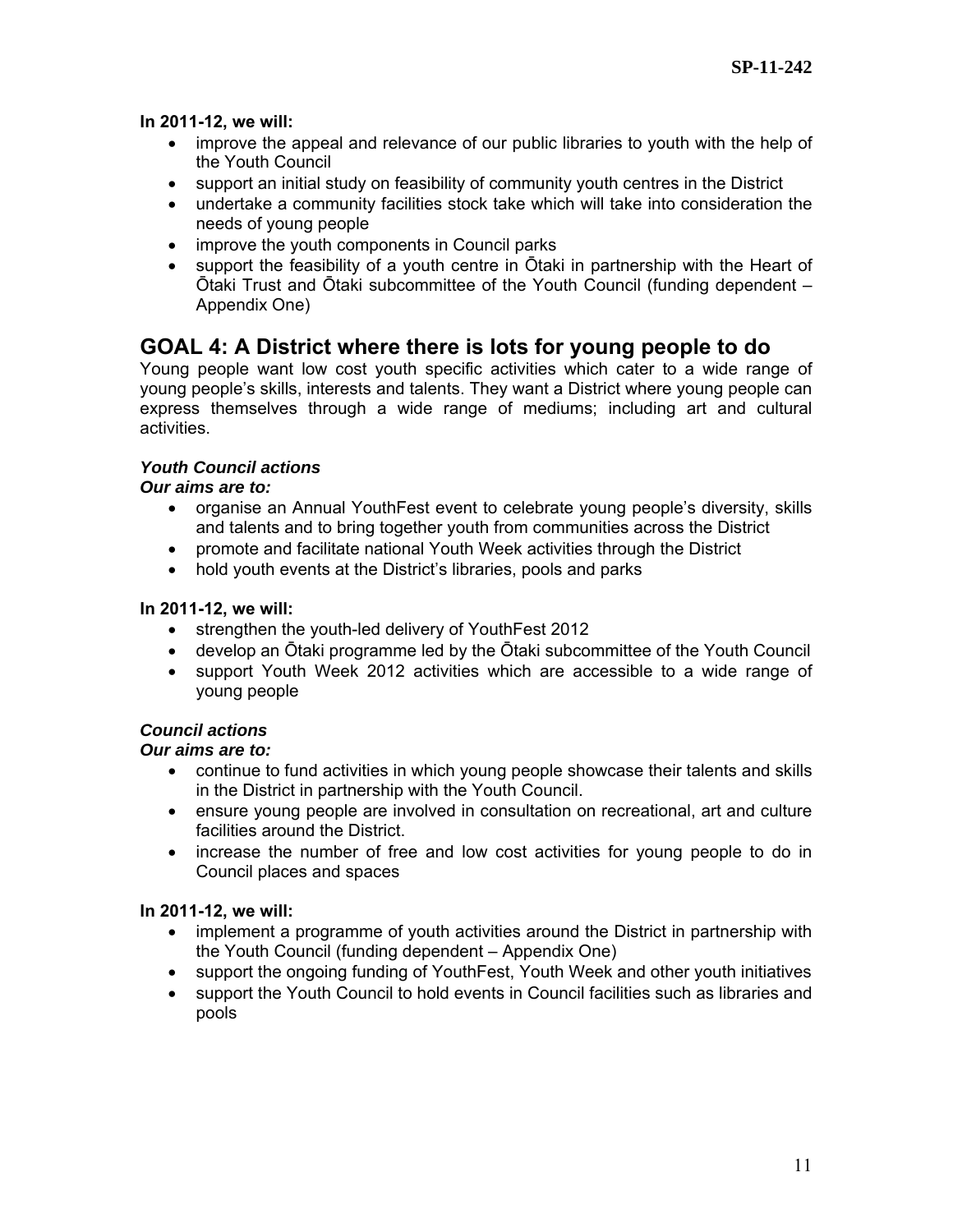**In 2011-12, we will:**

- improve the appeal and relevance of our public libraries to youth with the help of the Youth Council
- support an initial study on feasibility of community youth centres in the District
- undertake a community facilities stock take which will take into consideration the needs of young people
- improve the youth components in Council parks
- support the feasibility of a youth centre in Ōtaki in partnership with the Heart of Ōtaki Trust and Ōtaki subcommittee of the Youth Council (funding dependent – Appendix One)

## GOAL 4: A District where there is lots for young people to do

Young people want low cost youth specific activities which cater to a wide range of young people's skills, interests and talents. They want a District where young people can express themselves through a wide range of mediums; including art and cultural activities.

***Youth Council actions***

***Our aims are to:***

- organise an Annual YouthFest event to celebrate young people's diversity, skills and talents and to bring together youth from communities across the District
- promote and facilitate national Youth Week activities through the District
- hold youth events at the District's libraries, pools and parks

**In 2011-12, we will:**

- strengthen the youth-led delivery of YouthFest 2012
- develop an Ōtaki programme led by the Ōtaki subcommittee of the Youth Council
- support Youth Week 2012 activities which are accessible to a wide range of young people

***Council actions***

***Our aims are to:***

- continue to fund activities in which young people showcase their talents and skills in the District in partnership with the Youth Council.
- ensure young people are involved in consultation on recreational, art and culture facilities around the District.
- increase the number of free and low cost activities for young people to do in Council places and spaces

**In 2011-12, we will:**

- implement a programme of youth activities around the District in partnership with the Youth Council (funding dependent – Appendix One)
- support the ongoing funding of YouthFest, Youth Week and other youth initiatives
- support the Youth Council to hold events in Council facilities such as libraries and pools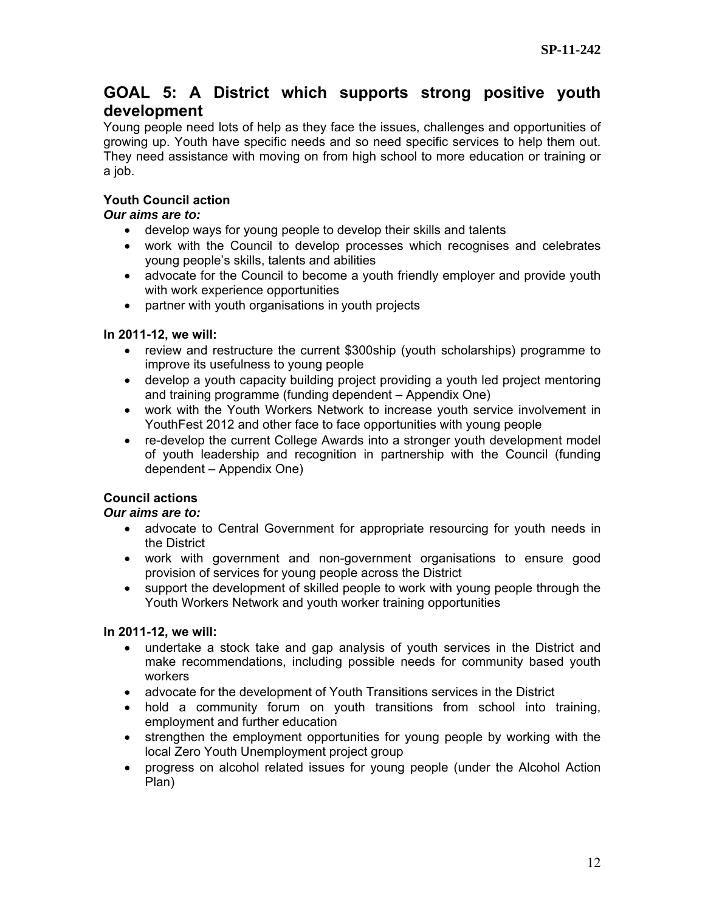## GOAL 5: A District which supports strong positive youth development

Young people need lots of help as they face the issues, challenges and opportunities of growing up. Youth have specific needs and so need specific services to help them out. They need assistance with moving on from high school to more education or training or a job.

### Youth Council action

***Our aims are to:***

- develop ways for young people to develop their skills and talents
- work with the Council to develop processes which recognises and celebrates young people's skills, talents and abilities
- advocate for the Council to become a youth friendly employer and provide youth with work experience opportunities
- partner with youth organisations in youth projects

**In 2011-12, we will:**

- review and restructure the current $300ship (youth scholarships) programme to improve its usefulness to young people
- develop a youth capacity building project providing a youth led project mentoring and training programme (funding dependent – Appendix One)
- work with the Youth Workers Network to increase youth service involvement in YouthFest 2012 and other face to face opportunities with young people
- re-develop the current College Awards into a stronger youth development model of youth leadership and recognition in partnership with the Council (funding dependent – Appendix One)

### Council actions

***Our aims are to:***

- advocate to Central Government for appropriate resourcing for youth needs in the District
- work with government and non-government organisations to ensure good provision of services for young people across the District
- support the development of skilled people to work with young people through the Youth Workers Network and youth worker training opportunities

**In 2011-12, we will:**

- undertake a stock take and gap analysis of youth services in the District and make recommendations, including possible needs for community based youth workers
- advocate for the development of Youth Transitions services in the District
- hold a community forum on youth transitions from school into training, employment and further education
- strengthen the employment opportunities for young people by working with the local Zero Youth Unemployment project group
- progress on alcohol related issues for young people (under the Alcohol Action Plan)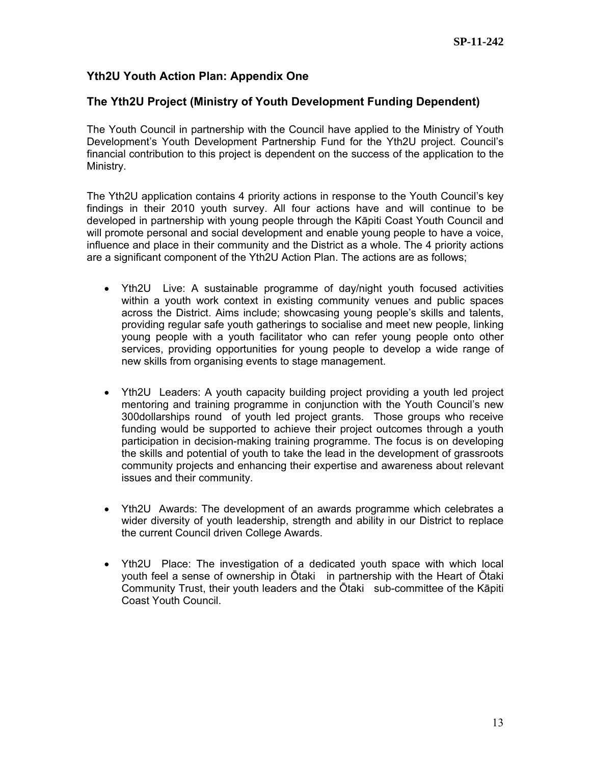## Yth2U Youth Action Plan: Appendix One

## The Yth2U Project (Ministry of Youth Development Funding Dependent)

The Youth Council in partnership with the Council have applied to the Ministry of Youth Development's Youth Development Partnership Fund for the Yth2U project. Council's financial contribution to this project is dependent on the success of the application to the Ministry.

The Yth2U application contains 4 priority actions in response to the Youth Council's key findings in their 2010 youth survey. All four actions have and will continue to be developed in partnership with young people through the Kāpiti Coast Youth Council and will promote personal and social development and enable young people to have a voice, influence and place in their community and the District as a whole. The 4 priority actions are a significant component of the Yth2U Action Plan. The actions are as follows;

- Yth2U Live: A sustainable programme of day/night youth focused activities within a youth work context in existing community venues and public spaces across the District. Aims include; showcasing young people's skills and talents, providing regular safe youth gatherings to socialise and meet new people, linking young people with a youth facilitator who can refer young people onto other services, providing opportunities for young people to develop a wide range of new skills from organising events to stage management.

- Yth2U Leaders: A youth capacity building project providing a youth led project mentoring and training programme in conjunction with the Youth Council's new 300dollarships round of youth led project grants. Those groups who receive funding would be supported to achieve their project outcomes through a youth participation in decision-making training programme. The focus is on developing the skills and potential of youth to take the lead in the development of grassroots community projects and enhancing their expertise and awareness about relevant issues and their community.

- Yth2U Awards: The development of an awards programme which celebrates a wider diversity of youth leadership, strength and ability in our District to replace the current Council driven College Awards.

- Yth2U Place: The investigation of a dedicated youth space with which local youth feel a sense of ownership in Ōtaki in partnership with the Heart of Ōtaki Community Trust, their youth leaders and the Ōtaki sub-committee of the Kāpiti Coast Youth Council.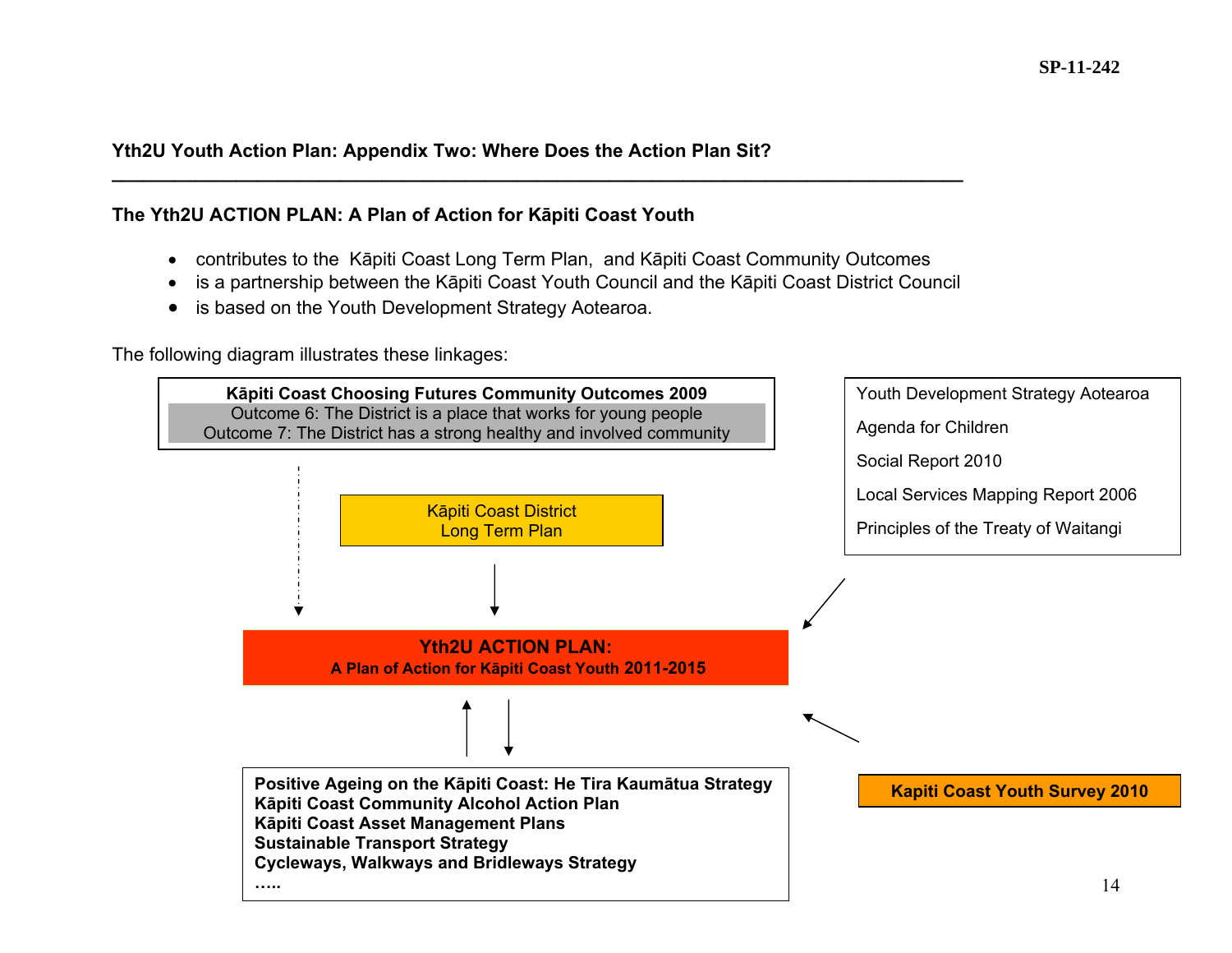**Yth2U Youth Action Plan: Appendix Two: Where Does the Action Plan Sit?**

---

**The Yth2U ACTION PLAN: A Plan of Action for Kāpiti Coast Youth**

- contributes to the Kāpiti Coast Long Term Plan, and Kāpiti Coast Community Outcomes
- is a partnership between the Kāpiti Coast Youth Council and the Kāpiti Coast District Council
- is based on the Youth Development Strategy Aotearoa.

The following diagram illustrates these linkages:

**Kāpiti Coast Choosing Futures Community Outcomes 2009**
Outcome 6: The District is a place that works for young people
Outcome 7: The District has a strong healthy and involved community

Youth Development Strategy Aotearoa

Agenda for Children

Social Report 2010

Local Services Mapping Report 2006

Principles of the Treaty of Waitangi

Kāpiti Coast District
Long Term Plan

**Yth2U ACTION PLAN:**
**A Plan of Action for Kāpiti Coast Youth 2011-2015**

**Positive Ageing on the Kāpiti Coast: He Tira Kaumātua Strategy**
**Kāpiti Coast Community Alcohol Action Plan**
**Kāpiti Coast Asset Management Plans**
**Sustainable Transport Strategy**
**Cycleways, Walkways and Bridleways Strategy**
**…..**

**Kapiti Coast Youth Survey 2010**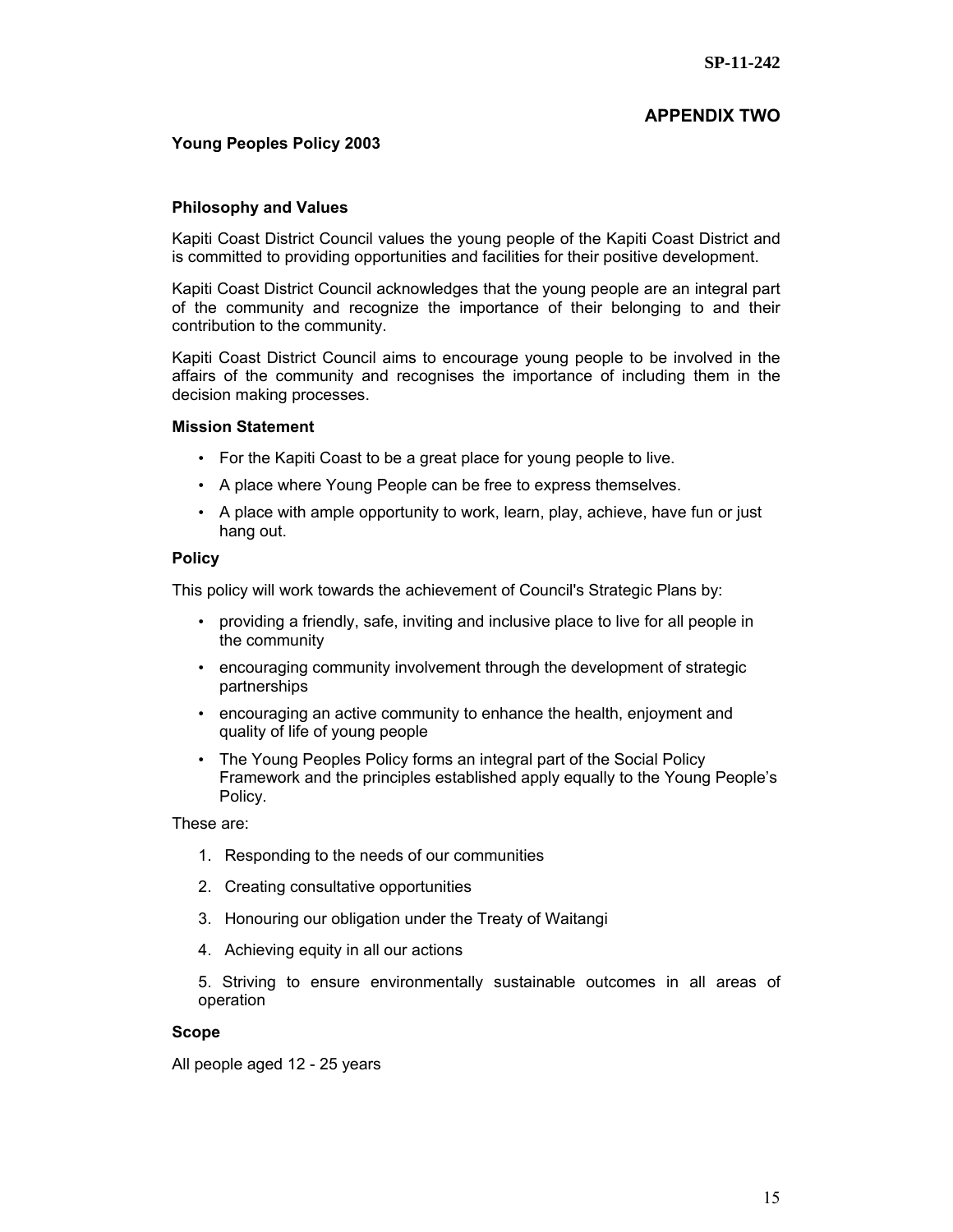SP-11-242

## APPENDIX TWO

### Young Peoples Policy 2003

#### Philosophy and Values

Kapiti Coast District Council values the young people of the Kapiti Coast District and is committed to providing opportunities and facilities for their positive development.

Kapiti Coast District Council acknowledges that the young people are an integral part of the community and recognize the importance of their belonging to and their contribution to the community.

Kapiti Coast District Council aims to encourage young people to be involved in the affairs of the community and recognises the importance of including them in the decision making processes.

#### Mission Statement

- For the Kapiti Coast to be a great place for young people to live.
- A place where Young People can be free to express themselves.
- A place with ample opportunity to work, learn, play, achieve, have fun or just hang out.

#### Policy

This policy will work towards the achievement of Council's Strategic Plans by:

- providing a friendly, safe, inviting and inclusive place to live for all people in the community
- encouraging community involvement through the development of strategic partnerships
- encouraging an active community to enhance the health, enjoyment and quality of life of young people
- The Young Peoples Policy forms an integral part of the Social Policy Framework and the principles established apply equally to the Young People's Policy.

These are:

1. Responding to the needs of our communities
2. Creating consultative opportunities
3. Honouring our obligation under the Treaty of Waitangi
4. Achieving equity in all our actions
5. Striving to ensure environmentally sustainable outcomes in all areas of operation

#### Scope

All people aged 12 - 25 years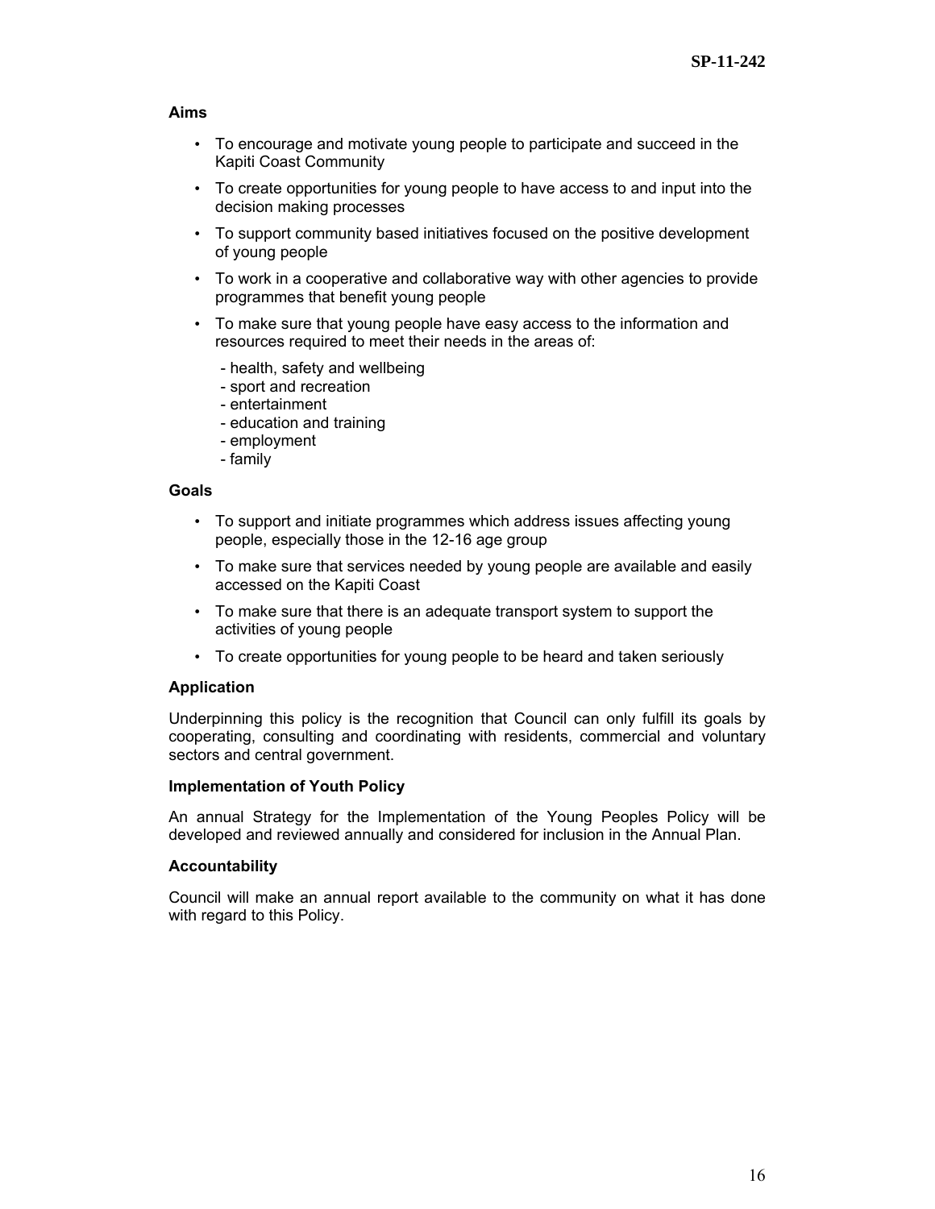### Aims

- To encourage and motivate young people to participate and succeed in the Kapiti Coast Community
- To create opportunities for young people to have access to and input into the decision making processes
- To support community based initiatives focused on the positive development of young people
- To work in a cooperative and collaborative way with other agencies to provide programmes that benefit young people
- To make sure that young people have easy access to the information and resources required to meet their needs in the areas of:
  - health, safety and wellbeing
  - sport and recreation
  - entertainment
  - education and training
  - employment
  - family

### Goals

- To support and initiate programmes which address issues affecting young people, especially those in the 12-16 age group
- To make sure that services needed by young people are available and easily accessed on the Kapiti Coast
- To make sure that there is an adequate transport system to support the activities of young people
- To create opportunities for young people to be heard and taken seriously

### Application

Underpinning this policy is the recognition that Council can only fulfill its goals by cooperating, consulting and coordinating with residents, commercial and voluntary sectors and central government.

### Implementation of Youth Policy

An annual Strategy for the Implementation of the Young Peoples Policy will be developed and reviewed annually and considered for inclusion in the Annual Plan.

### Accountability

Council will make an annual report available to the community on what it has done with regard to this Policy.